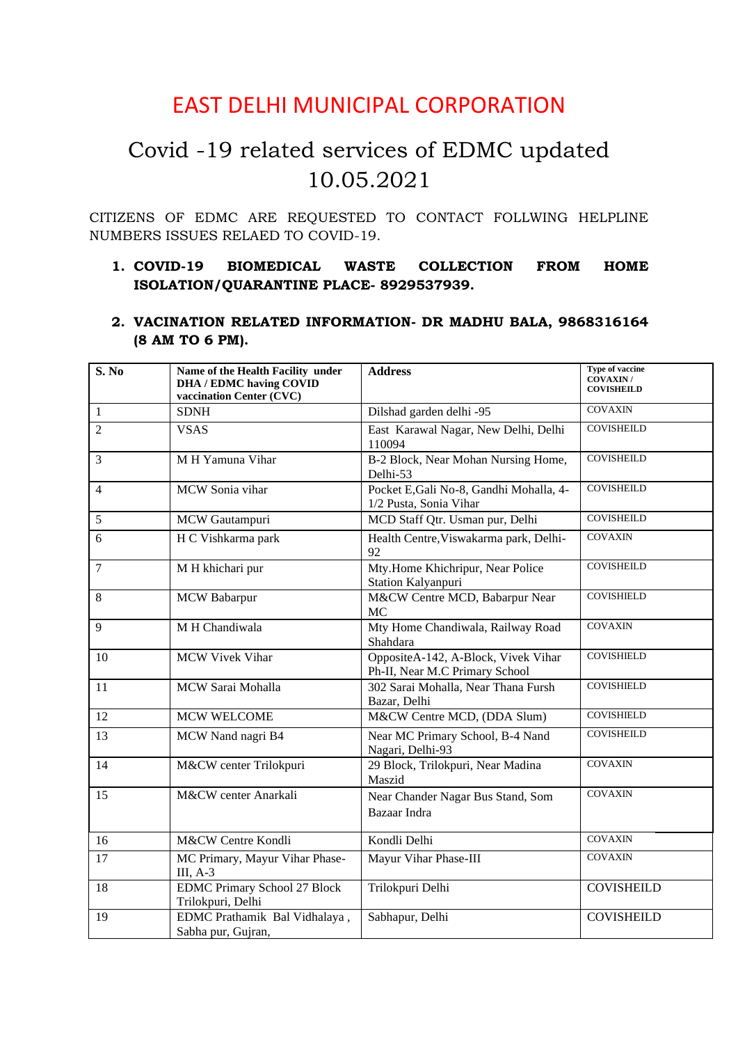# EAST DELHI MUNICIPAL CORPORATION

## Covid -19 related services of EDMC updated 10.05.2021

CITIZENS OF EDMC ARE REQUESTED TO CONTACT FOLLWING HELPLINE NUMBERS ISSUES RELAED TO COVID-19.

1. **COVID-19 BIOMEDICAL WASTE COLLECTION FROM HOME ISOLATION/QUARANTINE PLACE- 8929537939.**

2. **VACINATION RELATED INFORMATION- DR MADHU BALA, 9868316164 (8 AM TO 6 PM).**

| S. No | Name of the Health Facility under DHA / EDMC having COVID vaccination Center (CVC) | Address | Type of vaccine COVAXIN / COVISHEILD |
|---|---|---|---|
| 1 | SDNH | Dilshad garden delhi -95 | COVAXIN |
| 2 | VSAS | East Karawal Nagar, New Delhi, Delhi 110094 | COVISHEILD |
| 3 | M H Yamuna Vihar | B-2 Block, Near Mohan Nursing Home, Delhi-53 | COVISHEILD |
| 4 | MCW Sonia vihar | Pocket E,Gali No-8, Gandhi Mohalla, 4-1/2 Pusta, Sonia Vihar | COVISHEILD |
| 5 | MCW Gautampuri | MCD Staff Qtr. Usman pur, Delhi | COVISHEILD |
| 6 | H C Vishkarma park | Health Centre,Viswakarma park, Delhi-92 | COVAXIN |
| 7 | M H khichari pur | Mty.Home Khichripur, Near Police Station Kalyanpuri | COVISHEILD |
| 8 | MCW Babarpur | M&CW Centre MCD, Babarpur Near MC | COVISHIELD |
| 9 | M H Chandiwala | Mty Home Chandiwala, Railway Road Shahdara | COVAXIN |
| 10 | MCW Vivek Vihar | OppositeA-142, A-Block, Vivek Vihar Ph-II, Near M.C Primary School | COVISHIELD |
| 11 | MCW Sarai Mohalla | 302 Sarai Mohalla, Near Thana Fursh Bazar, Delhi | COVISHIELD |
| 12 | MCW WELCOME | M&CW Centre MCD, (DDA Slum) | COVISHIELD |
| 13 | MCW Nand nagri B4 | Near MC Primary School, B-4 Nand Nagari, Delhi-93 | COVISHEILD |
| 14 | M&CW center Trilokpuri | 29 Block, Trilokpuri, Near Madina Maszid | COVAXIN |
| 15 | M&CW center Anarkali | Near Chander Nagar Bus Stand, Som Bazaar Indra | COVAXIN |
| 16 | M&CW Centre Kondli | Kondli Delhi | COVAXIN |
| 17 | MC Primary, Mayur Vihar Phase-III, A-3 | Mayur Vihar Phase-III | COVAXIN |
| 18 | EDMC Primary School 27 Block Trilokpuri, Delhi | Trilokpuri Delhi | COVISHEILD |
| 19 | EDMC Prathamik Bal Vidhalaya , Sabha pur, Gujran, | Sabhapur, Delhi | COVISHEILD |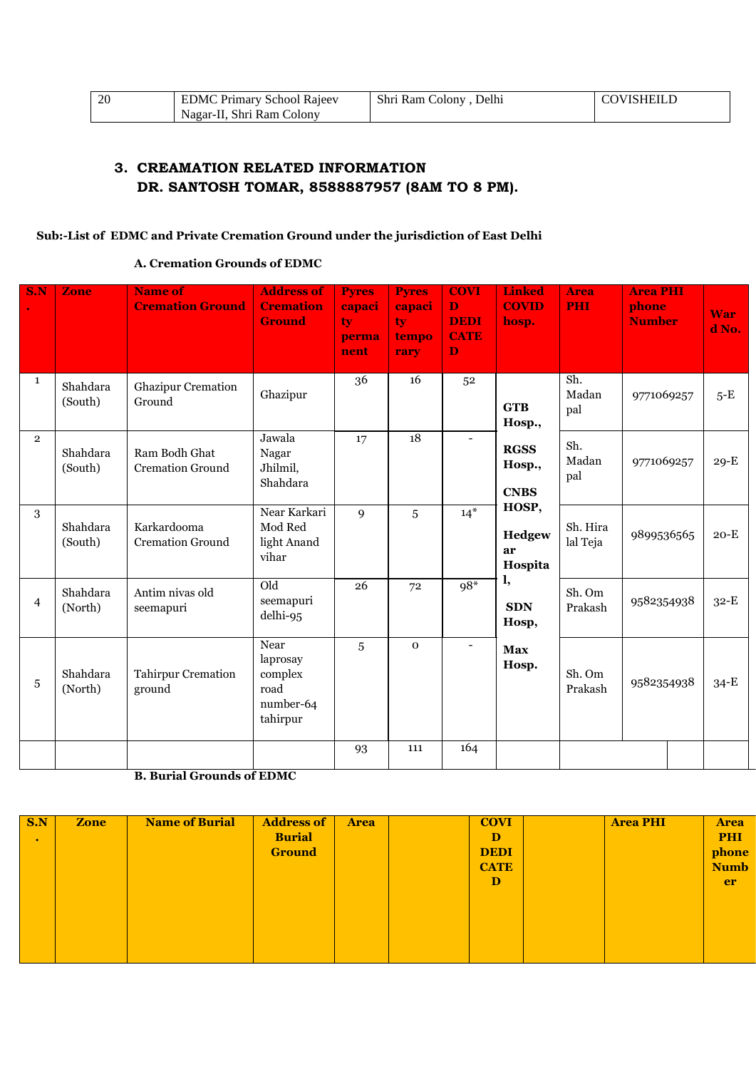| 20 | EDMC Primary School Rajeev Nagar-II, Shri Ram Colony | Shri Ram Colony , Delhi | COVISHEILD |
|---|---|---|---|

### 3. CREAMATION RELATED INFORMATION
### DR. SANTOSH TOMAR, 8588887957 (8AM TO 8 PM).

**Sub:-List of EDMC and Private Cremation Ground under the jurisdiction of East Delhi**

**A. Cremation Grounds of EDMC**

| S.N. | Zone | Name of Cremation Ground | Address of Cremation Ground | Pyres capacity permanent | Pyres capacity temporary | COVID DEDICATED | Linked COVID hosp. | Area PHI | Area PHI phone Number | Ward No. |
|---|---|---|---|---|---|---|---|---|---|---|
| 1 | Shahdara (South) | Ghazipur Cremation Ground | Ghazipur | 36 | 16 | 52 | **GTB Hosp., RGSS Hosp., CNBS HOSP, Hedgewar Hospital, SDN Hosp, Max Hosp.** | Sh. Madan pal | 9771069257 | 5-E |
| 2 | Shahdara (South) | Ram Bodh Ghat Cremation Ground | Jawala Nagar Jhilmil, Shahdara | 17 | 18 | - | | Sh. Madan pal | 9771069257 | 29-E |
| 3 | Shahdara (South) | Karkardooma Cremation Ground | Near Karkari Mod Red light Anand vihar | 9 | 5 | 14* | | Sh. Hira lal Teja | 9899536565 | 20-E |
| 4 | Shahdara (North) | Antim nivas old seemapuri | Old seemapuri delhi-95 | 26 | 72 | 98* | | Sh. Om Prakash | 9582354938 | 32-E |
| 5 | Shahdara (North) | Tahirpur Cremation ground | Near laprosay complex road number-64 tahirpur | 5 | 0 | - | | Sh. Om Prakash | 9582354938 | 34-E |
| | | | | 93 | 111 | 164 | | | | |

**B. Burial Grounds of EDMC**

| S.N. | Zone | Name of Burial | Address of Burial Ground | Area | | COVID DEDICATED | | Area PHI | Area PHI phone Number |
|---|---|---|---|---|---|---|---|---|---|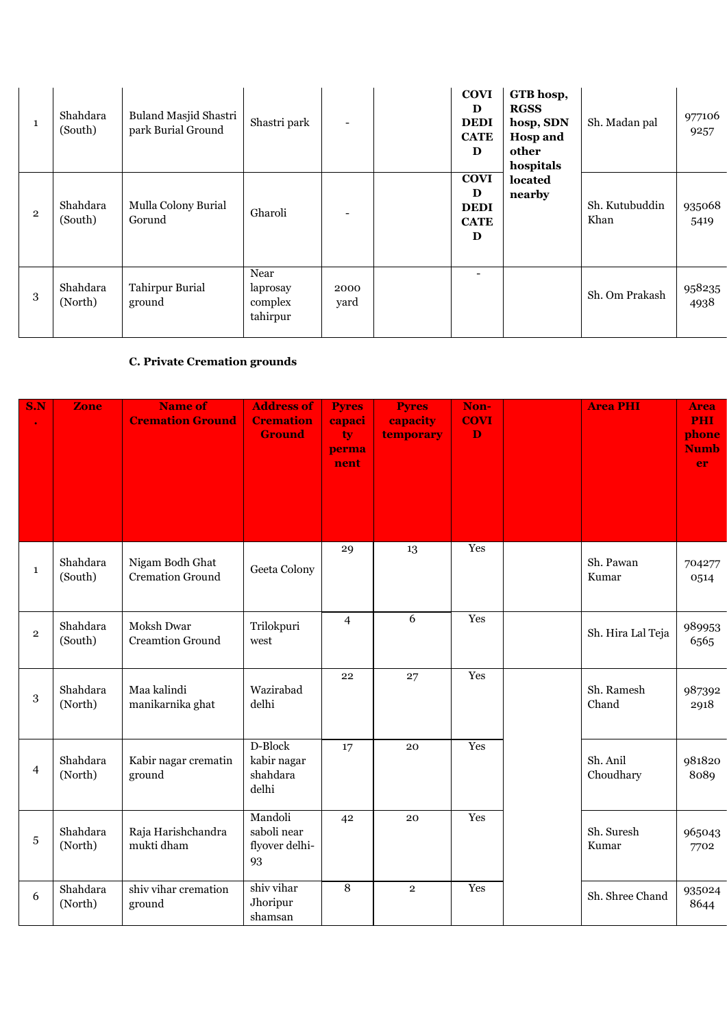| 1 | Shahdara (South) | Buland Masjid Shastri park Burial Ground | Shastri park | - | | **COVID DEDICATED** | **GTB hosp, RGSS hosp, SDN Hosp and other hospitals located nearby** | Sh. Madan pal | 9771069257 |
|---|---|---|---|---|---|---|---|---|---|
| 2 | Shahdara (South) | Mulla Colony Burial Gorund | Gharoli | - | | **COVID DEDICATED** | | Sh. Kutubuddin Khan | 9350685419 |
| 3 | Shahdara (North) | Tahirpur Burial ground | Near laprosay complex tahirpur | 2000 yard | | - | | Sh. Om Prakash | 9582354938 |

**C. Private Cremation grounds**

| S.N. | Zone | Name of Cremation Ground | Address of Cremation Ground | Pyres capacity permanent | Pyres capacity temporary | Non-COVID | | Area PHI | Area PHI phone Number |
|---|---|---|---|---|---|---|---|---|---|
| 1 | Shahdara (South) | Nigam Bodh Ghat Cremation Ground | Geeta Colony | 29 | 13 | Yes | | Sh. Pawan Kumar | 7042770514 |
| 2 | Shahdara (South) | Moksh Dwar Creamtion Ground | Trilokpuri west | 4 | 6 | Yes | | Sh. Hira Lal Teja | 9899536565 |
| 3 | Shahdara (North) | Maa kalindi manikarnika ghat | Wazirabad delhi | 22 | 27 | Yes | | Sh. Ramesh Chand | 9873922918 |
| 4 | Shahdara (North) | Kabir nagar crematin ground | D-Block kabir nagar shahdara delhi | 17 | 20 | Yes | | Sh. Anil Choudhary | 9818208089 |
| 5 | Shahdara (North) | Raja Harishchandra mukti dham | Mandoli saboli near flyover delhi-93 | 42 | 20 | Yes | | Sh. Suresh Kumar | 9650437702 |
| 6 | Shahdara (North) | shiv vihar cremation ground | shiv vihar Jhoripur shamsan | 8 | 2 | Yes | | Sh. Shree Chand | 9350248644 |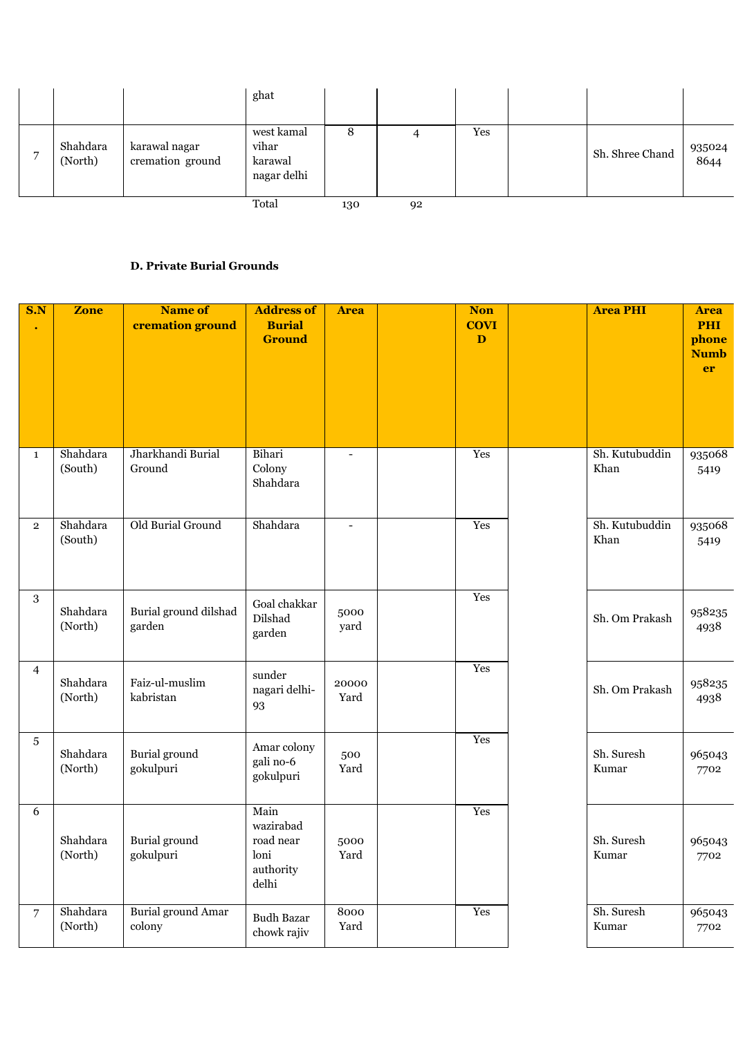| | | | ghat | | | | | | |
|---|---|---|---|---|---|---|---|---|---|
| 7 | Shahdara (North) | karawal nagar cremation ground | west kamal vihar karawal nagar delhi | 8 | 4 | Yes | | Sh. Shree Chand | 9350248644 |
| | | | Total | 130 | 92 | | | | |

### D. Private Burial Grounds

| S.N. | Zone | Name of cremation ground | Address of Burial Ground | Area | | Non COVID | | Area PHI | Area PHI phone Number |
|---|---|---|---|---|---|---|---|---|---|
| 1 | Shahdara (South) | Jharkhandi Burial Ground | Bihari Colony Shahdara | - | | Yes | | Sh. Kutubuddin Khan | 9350685419 |
| 2 | Shahdara (South) | Old Burial Ground | Shahdara | - | | Yes | | Sh. Kutubuddin Khan | 9350685419 |
| 3 | Shahdara (North) | Burial ground dilshad garden | Goal chakkar Dilshad garden | 5000 yard | | Yes | | Sh. Om Prakash | 9582354938 |
| 4 | Shahdara (North) | Faiz-ul-muslim kabristan | sunder nagari delhi-93 | 20000 Yard | | Yes | | Sh. Om Prakash | 9582354938 |
| 5 | Shahdara (North) | Burial ground gokulpuri | Amar colony gali no-6 gokulpuri | 500 Yard | | Yes | | Sh. Suresh Kumar | 9650437702 |
| 6 | Shahdara (North) | Burial ground gokulpuri | Main wazirabad road near loni authority delhi | 5000 Yard | | Yes | | Sh. Suresh Kumar | 9650437702 |
| 7 | Shahdara (North) | Burial ground Amar colony | Budh Bazar chowk rajiv | 8000 Yard | | Yes | | Sh. Suresh Kumar | 9650437702 |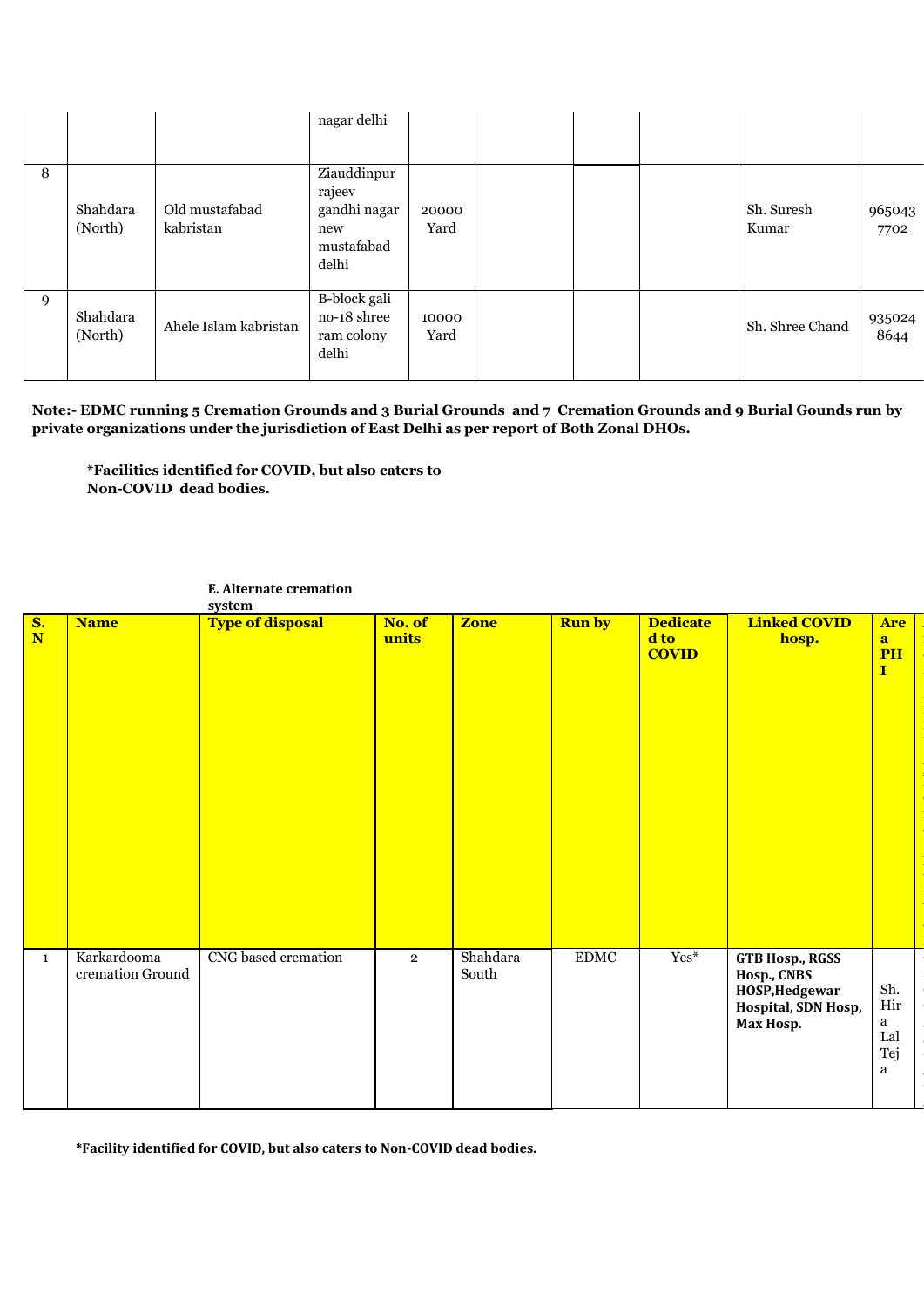|  |  |  | nagar delhi |  |  |  |  |  |  |
|---|---|---|---|---|---|---|---|---|---|
| 8 | Shahdara (North) | Old mustafabad kabristan | Ziauddinpur rajeev gandhi nagar new mustafabad delhi | 20000 Yard |  |  |  | Sh. Suresh Kumar | 9650437702 |
| 9 | Shahdara (North) | Ahele Islam kabristan | B-block gali no-18 shree ram colony delhi | 10000 Yard |  |  |  | Sh. Shree Chand | 9350248644 |

**Note:- EDMC running 5 Cremation Grounds and 3 Burial Grounds and 7 Cremation Grounds and 9 Burial Gounds run by private organizations under the jurisdiction of East Delhi as per report of Both Zonal DHOs.**

**\*Facilities identified for COVID, but also caters to Non-COVID dead bodies.**

**E. Alternate cremation system**

| S. N | Name | Type of disposal | No. of units | Zone | Run by | Dedicated to COVID | Linked COVID hosp. | Are a PHI |
|---|---|---|---|---|---|---|---|---|
| 1 | Karkardooma cremation Ground | CNG based cremation | 2 | Shahdara South | EDMC | Yes* | **GTB Hosp., RGSS Hosp., CNBS HOSP, Hedgewar Hospital, SDN Hosp, Max Hosp.** | Sh. Hira Lal Teja |

**\*Facility identified for COVID, but also caters to Non-COVID dead bodies.**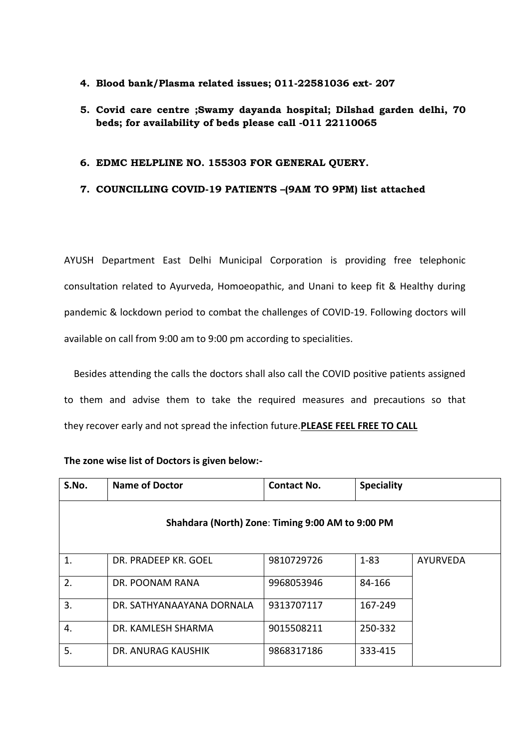4. **Blood bank/Plasma related issues; 011-22581036 ext- 207**

5. **Covid care centre ;Swamy dayanda hospital; Dilshad garden delhi, 70 beds; for availability of beds please call -011 22110065**

6. **EDMC HELPLINE NO. 155303 FOR GENERAL QUERY.**

7. **COUNCILLING COVID-19 PATIENTS –(9AM TO 9PM) list attached**

AYUSH Department East Delhi Municipal Corporation is providing free telephonic consultation related to Ayurveda, Homoeopathic, and Unani to keep fit & Healthy during pandemic & lockdown period to combat the challenges of COVID-19. Following doctors will available on call from 9:00 am to 9:00 pm according to specialities.

Besides attending the calls the doctors shall also call the COVID positive patients assigned to them and advise them to take the required measures and precautions so that they recover early and not spread the infection future.**PLEASE FEEL FREE TO CALL**

**The zone wise list of Doctors is given below:-**

| **S.No.** | **Name of Doctor** | **Contact No.** | **Speciality** | |
|---|---|---|---|---|
| **Shahdara (North) Zone**: **Timing 9:00 AM to 9:00 PM** | | | | |
| 1. | DR. PRADEEP KR. GOEL | 9810729726 | 1-83 | AYURVEDA |
| 2. | DR. POONAM RANA | 9968053946 | 84-166 | |
| 3. | DR. SATHYANAAYANA DORNALA | 9313707117 | 167-249 | |
| 4. | DR. KAMLESH SHARMA | 9015508211 | 250-332 | |
| 5. | DR. ANURAG KAUSHIK | 9868317186 | 333-415 | |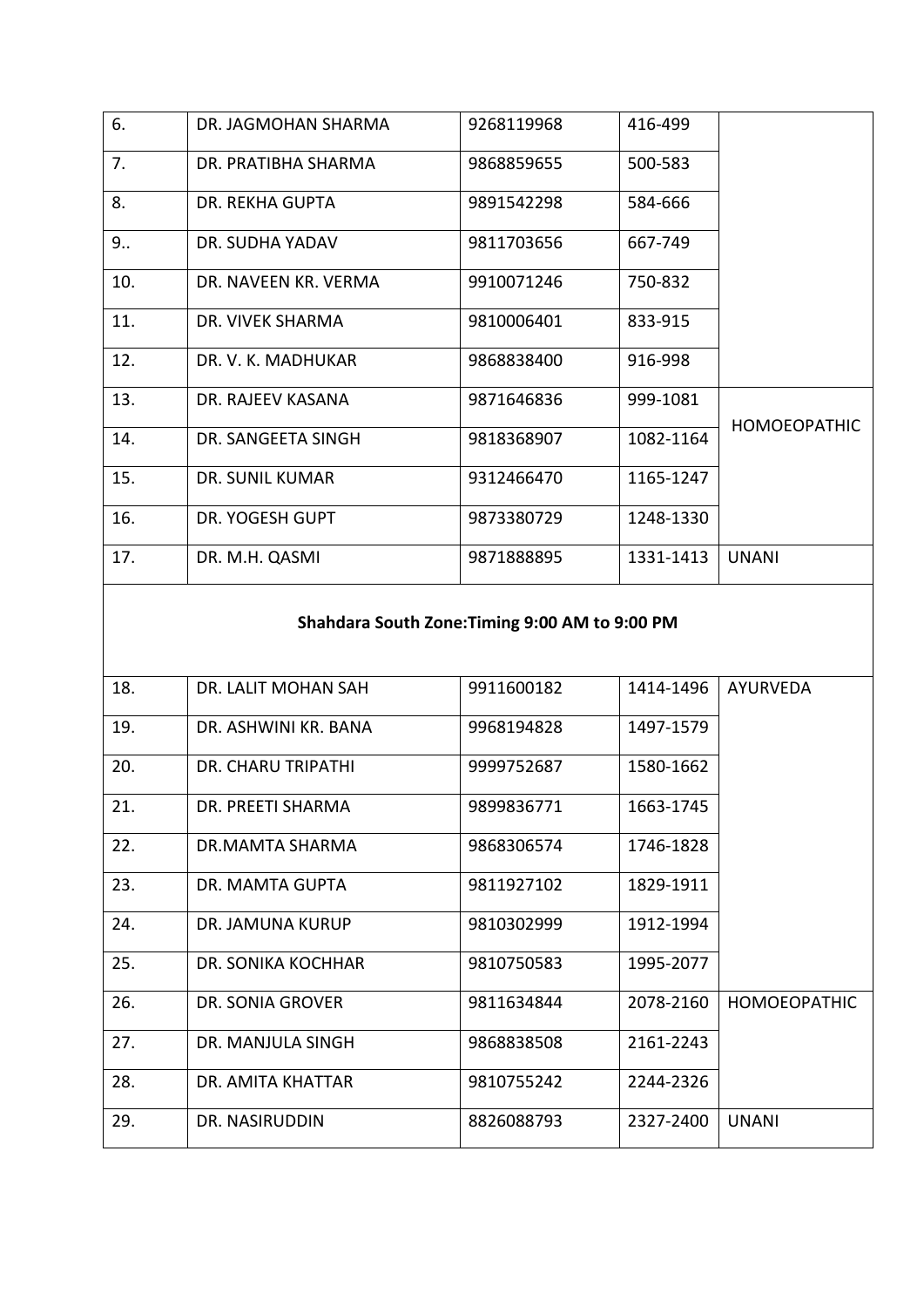| | | | | |
|---|---|---|---|---|
| 6. | DR. JAGMOHAN SHARMA | 9268119968 | 416-499 | |
| 7. | DR. PRATIBHA SHARMA | 9868859655 | 500-583 | |
| 8. | DR. REKHA GUPTA | 9891542298 | 584-666 | |
| 9.. | DR. SUDHA YADAV | 9811703656 | 667-749 | |
| 10. | DR. NAVEEN KR. VERMA | 9910071246 | 750-832 | |
| 11. | DR. VIVEK SHARMA | 9810006401 | 833-915 | |
| 12. | DR. V. K. MADHUKAR | 9868838400 | 916-998 | |
| 13. | DR. RAJEEV KASANA | 9871646836 | 999-1081 | HOMOEOPATHIC |
| 14. | DR. SANGEETA SINGH | 9818368907 | 1082-1164 | |
| 15. | DR. SUNIL KUMAR | 9312466470 | 1165-1247 | |
| 16. | DR. YOGESH GUPT | 9873380729 | 1248-1330 | |
| 17. | DR. M.H. QASMI | 9871888895 | 1331-1413 | UNANI |
| **Shahdara South Zone:Timing 9:00 AM to 9:00 PM** | | | | |
| 18. | DR. LALIT MOHAN SAH | 9911600182 | 1414-1496 | AYURVEDA |
| 19. | DR. ASHWINI KR. BANA | 9968194828 | 1497-1579 | |
| 20. | DR. CHARU TRIPATHI | 9999752687 | 1580-1662 | |
| 21. | DR. PREETI SHARMA | 9899836771 | 1663-1745 | |
| 22. | DR.MAMTA SHARMA | 9868306574 | 1746-1828 | |
| 23. | DR. MAMTA GUPTA | 9811927102 | 1829-1911 | |
| 24. | DR. JAMUNA KURUP | 9810302999 | 1912-1994 | |
| 25. | DR. SONIKA KOCHHAR | 9810750583 | 1995-2077 | |
| 26. | DR. SONIA GROVER | 9811634844 | 2078-2160 | HOMOEOPATHIC |
| 27. | DR. MANJULA SINGH | 9868838508 | 2161-2243 | |
| 28. | DR. AMITA KHATTAR | 9810755242 | 2244-2326 | |
| 29. | DR. NASIRUDDIN | 8826088793 | 2327-2400 | UNANI |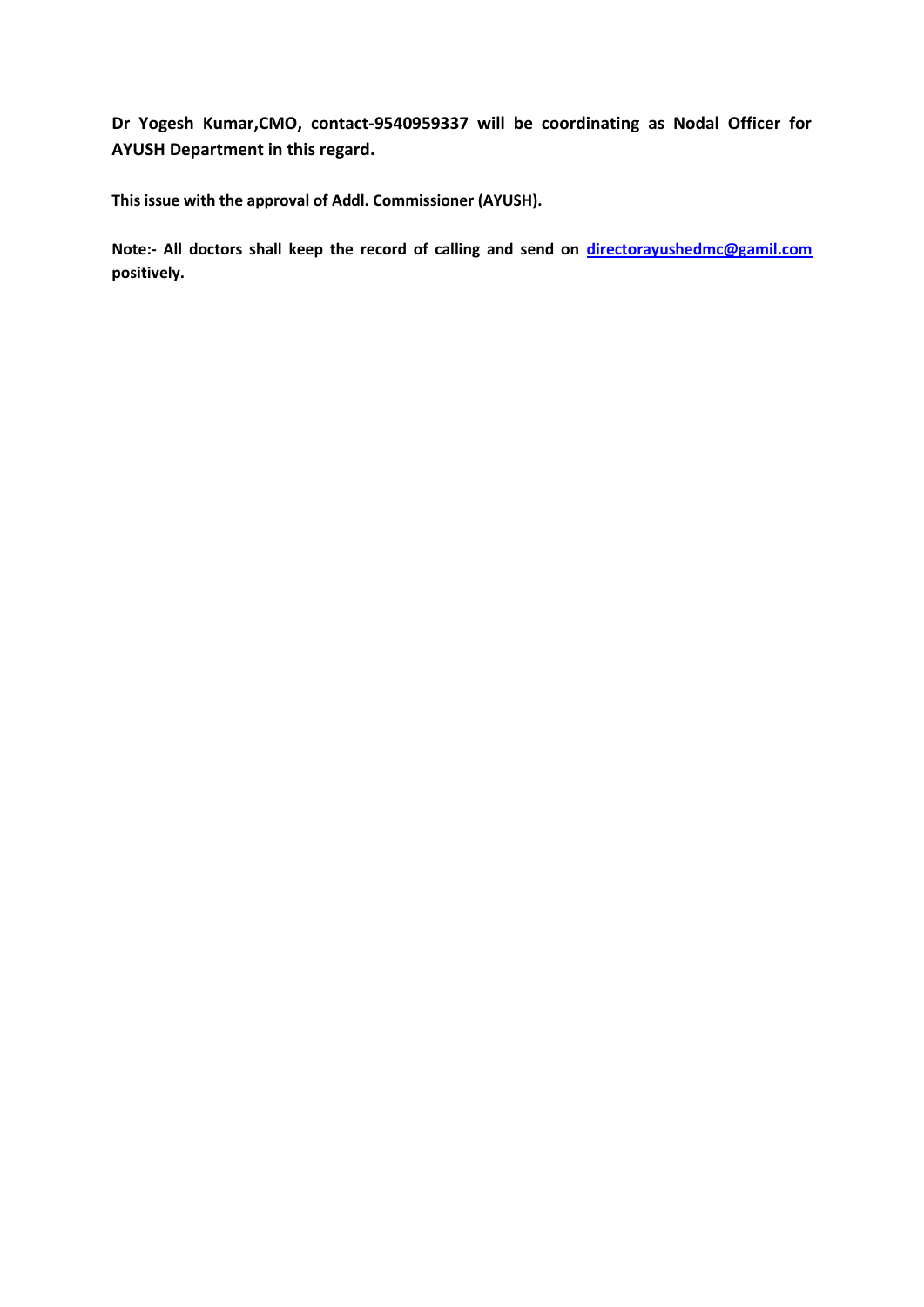**Dr Yogesh Kumar,CMO, contact-9540959337 will be coordinating as Nodal Officer for AYUSH Department in this regard.**

**This issue with the approval of Addl. Commissioner (AYUSH).**

**Note:- All doctors shall keep the record of calling and send on directorayushedmc@gamil.com positively.**